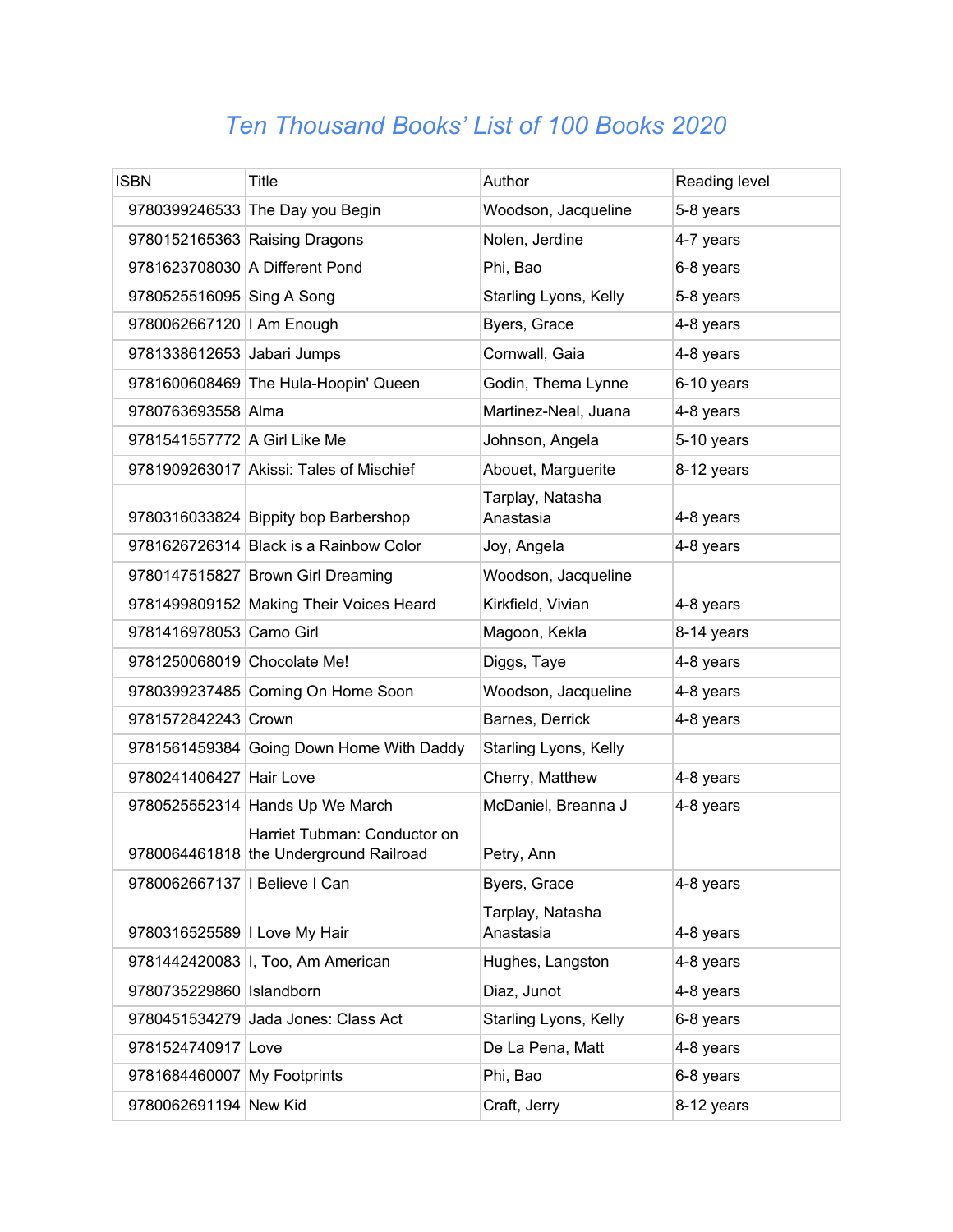# *Ten Thousand Books' List of 100 Books 2020*

| ISBN | Title | Author | Reading level |
|---|---|---|---|
| 9780399246533 | The Day you Begin | Woodson, Jacqueline | 5-8 years |
| 9780152165363 | Raising Dragons | Nolen, Jerdine | 4-7 years |
| 9781623708030 | A Different Pond | Phi, Bao | 6-8 years |
| 9780525516095 | Sing A Song | Starling Lyons, Kelly | 5-8 years |
| 9780062667120 | I Am Enough | Byers, Grace | 4-8 years |
| 9781338612653 | Jabari Jumps | Cornwall, Gaia | 4-8 years |
| 9781600608469 | The Hula-Hoopin' Queen | Godin, Thema Lynne | 6-10 years |
| 9780763693558 | Alma | Martinez-Neal, Juana | 4-8 years |
| 9781541557772 | A Girl Like Me | Johnson, Angela | 5-10 years |
| 9781909263017 | Akissi: Tales of Mischief | Abouet, Marguerite | 8-12 years |
| 9780316033824 | Bippity bop Barbershop | Tarplay, Natasha Anastasia | 4-8 years |
| 9781626726314 | Black is a Rainbow Color | Joy, Angela | 4-8 years |
| 9780147515827 | Brown Girl Dreaming | Woodson, Jacqueline | |
| 9781499809152 | Making Their Voices Heard | Kirkfield, Vivian | 4-8 years |
| 9781416978053 | Camo Girl | Magoon, Kekla | 8-14 years |
| 9781250068019 | Chocolate Me! | Diggs, Taye | 4-8 years |
| 9780399237485 | Coming On Home Soon | Woodson, Jacqueline | 4-8 years |
| 9781572842243 | Crown | Barnes, Derrick | 4-8 years |
| 9781561459384 | Going Down Home With Daddy | Starling Lyons, Kelly | |
| 9780241406427 | Hair Love | Cherry, Matthew | 4-8 years |
| 9780525552314 | Hands Up We March | McDaniel, Breanna J | 4-8 years |
| 9780064461818 | Harriet Tubman: Conductor on the Underground Railroad | Petry, Ann | |
| 9780062667137 | I Believe I Can | Byers, Grace | 4-8 years |
| 9780316525589 | I Love My Hair | Tarplay, Natasha Anastasia | 4-8 years |
| 9781442420083 | I, Too, Am American | Hughes, Langston | 4-8 years |
| 9780735229860 | Islandborn | Diaz, Junot | 4-8 years |
| 9780451534279 | Jada Jones: Class Act | Starling Lyons, Kelly | 6-8 years |
| 9781524740917 | Love | De La Pena, Matt | 4-8 years |
| 9781684460007 | My Footprints | Phi, Bao | 6-8 years |
| 9780062691194 | New Kid | Craft, Jerry | 8-12 years |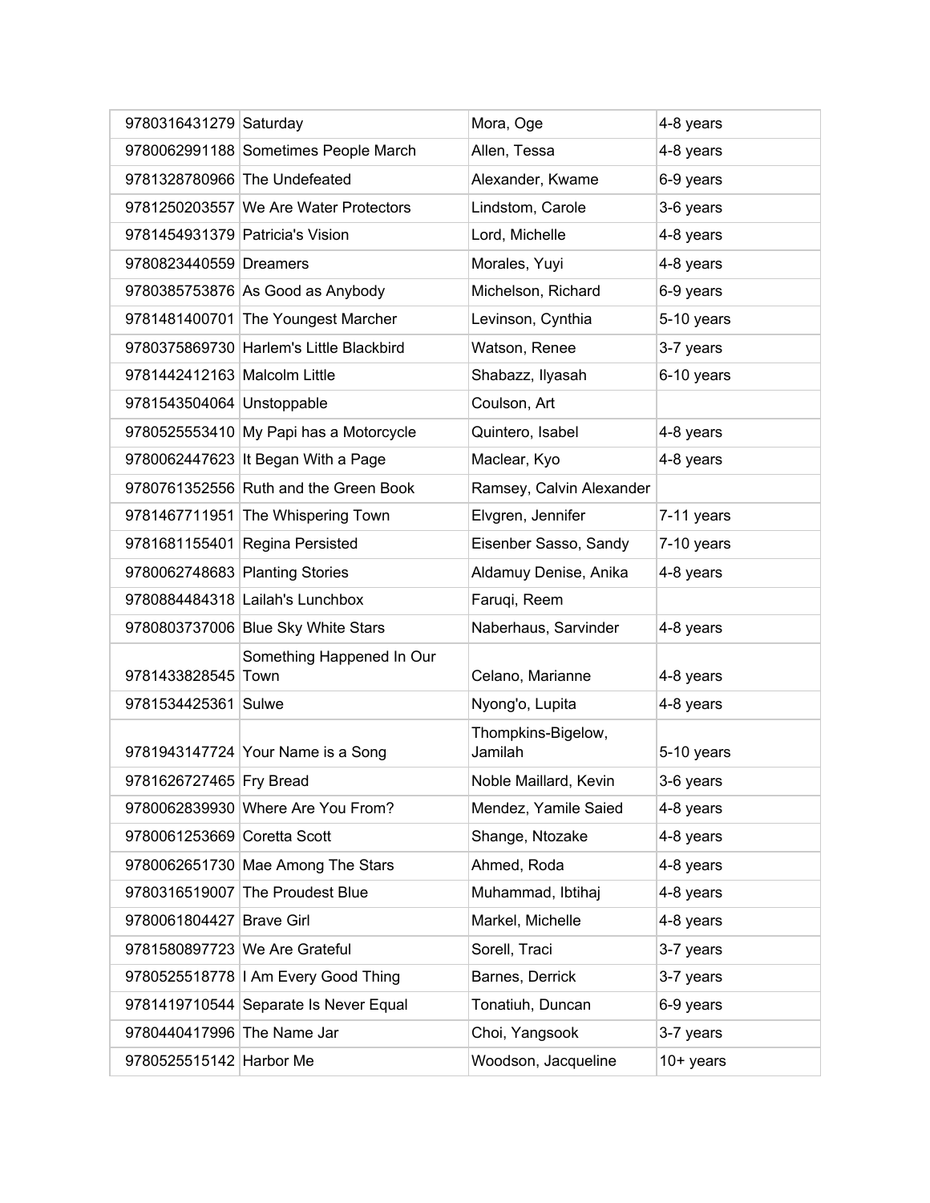| | | | |
|---|---|---|---|
| 9780316431279 | Saturday | Mora, Oge | 4-8 years |
| 9780062991188 | Sometimes People March | Allen, Tessa | 4-8 years |
| 9781328780966 | The Undefeated | Alexander, Kwame | 6-9 years |
| 9781250203557 | We Are Water Protectors | Lindstom, Carole | 3-6 years |
| 9781454931379 | Patricia's Vision | Lord, Michelle | 4-8 years |
| 9780823440559 | Dreamers | Morales, Yuyi | 4-8 years |
| 9780385753876 | As Good as Anybody | Michelson, Richard | 6-9 years |
| 9781481400701 | The Youngest Marcher | Levinson, Cynthia | 5-10 years |
| 9780375869730 | Harlem's Little Blackbird | Watson, Renee | 3-7 years |
| 9781442412163 | Malcolm Little | Shabazz, Ilyasah | 6-10 years |
| 9781543504064 | Unstoppable | Coulson, Art | |
| 9780525553410 | My Papi has a Motorcycle | Quintero, Isabel | 4-8 years |
| 9780062447623 | It Began With a Page | Maclear, Kyo | 4-8 years |
| 9780761352556 | Ruth and the Green Book | Ramsey, Calvin Alexander | |
| 9781467711951 | The Whispering Town | Elvgren, Jennifer | 7-11 years |
| 9781681155401 | Regina Persisted | Eisenber Sasso, Sandy | 7-10 years |
| 9780062748683 | Planting Stories | Aldamuy Denise, Anika | 4-8 years |
| 9780884484318 | Lailah's Lunchbox | Faruqi, Reem | |
| 9780803737006 | Blue Sky White Stars | Naberhaus, Sarvinder | 4-8 years |
| 9781433828545 | Something Happened In Our Town | Celano, Marianne | 4-8 years |
| 9781534425361 | Sulwe | Nyong'o, Lupita | 4-8 years |
| 9781943147724 | Your Name is a Song | Thompkins-Bigelow, Jamilah | 5-10 years |
| 9781626727465 | Fry Bread | Noble Maillard, Kevin | 3-6 years |
| 9780062839930 | Where Are You From? | Mendez, Yamile Saied | 4-8 years |
| 9780061253669 | Coretta Scott | Shange, Ntozake | 4-8 years |
| 9780062651730 | Mae Among The Stars | Ahmed, Roda | 4-8 years |
| 9780316519007 | The Proudest Blue | Muhammad, Ibtihaj | 4-8 years |
| 9780061804427 | Brave Girl | Markel, Michelle | 4-8 years |
| 9781580897723 | We Are Grateful | Sorell, Traci | 3-7 years |
| 9780525518778 | I Am Every Good Thing | Barnes, Derrick | 3-7 years |
| 9781419710544 | Separate Is Never Equal | Tonatiuh, Duncan | 6-9 years |
| 9780440417996 | The Name Jar | Choi, Yangsook | 3-7 years |
| 9780525515142 | Harbor Me | Woodson, Jacqueline | 10+ years |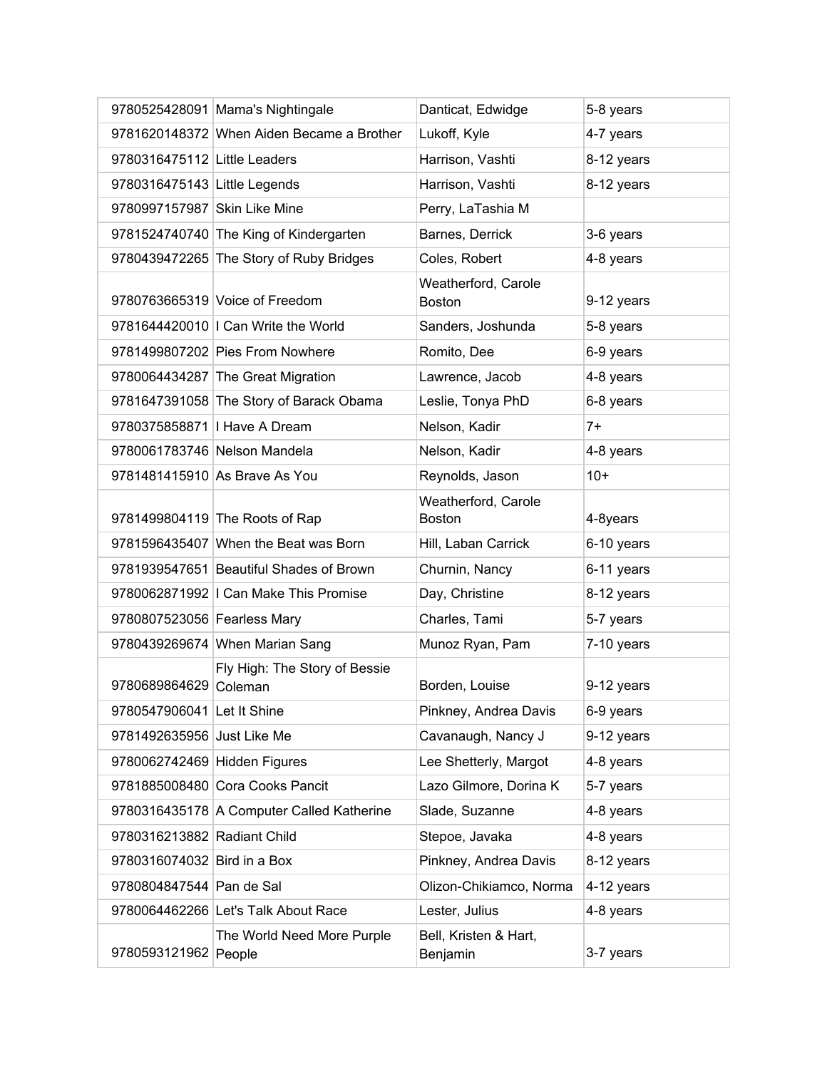| | | | |
|---|---|---|---|
| 9780525428091 | Mama's Nightingale | Danticat, Edwidge | 5-8 years |
| 9781620148372 | When Aiden Became a Brother | Lukoff, Kyle | 4-7 years |
| 9780316475112 | Little Leaders | Harrison, Vashti | 8-12 years |
| 9780316475143 | Little Legends | Harrison, Vashti | 8-12 years |
| 9780997157987 | Skin Like Mine | Perry, LaTashia M | |
| 9781524740740 | The King of Kindergarten | Barnes, Derrick | 3-6 years |
| 9780439472265 | The Story of Ruby Bridges | Coles, Robert | 4-8 years |
| 9780763665319 | Voice of Freedom | Weatherford, Carole Boston | 9-12 years |
| 9781644420010 | I Can Write the World | Sanders, Joshunda | 5-8 years |
| 9781499807202 | Pies From Nowhere | Romito, Dee | 6-9 years |
| 9780064434287 | The Great Migration | Lawrence, Jacob | 4-8 years |
| 9781647391058 | The Story of Barack Obama | Leslie, Tonya PhD | 6-8 years |
| 9780375858871 | I Have A Dream | Nelson, Kadir | 7+ |
| 9780061783746 | Nelson Mandela | Nelson, Kadir | 4-8 years |
| 9781481415910 | As Brave As You | Reynolds, Jason | 10+ |
| 9781499804119 | The Roots of Rap | Weatherford, Carole Boston | 4-8years |
| 9781596435407 | When the Beat was Born | Hill, Laban Carrick | 6-10 years |
| 9781939547651 | Beautiful Shades of Brown | Churnin, Nancy | 6-11 years |
| 9780062871992 | I Can Make This Promise | Day, Christine | 8-12 years |
| 9780807523056 | Fearless Mary | Charles, Tami | 5-7 years |
| 9780439269674 | When Marian Sang | Munoz Ryan, Pam | 7-10 years |
| 9780689864629 | Fly High: The Story of Bessie Coleman | Borden, Louise | 9-12 years |
| 9780547906041 | Let It Shine | Pinkney, Andrea Davis | 6-9 years |
| 9781492635956 | Just Like Me | Cavanaugh, Nancy J | 9-12 years |
| 9780062742469 | Hidden Figures | Lee Shetterly, Margot | 4-8 years |
| 9781885008480 | Cora Cooks Pancit | Lazo Gilmore, Dorina K | 5-7 years |
| 9780316435178 | A Computer Called Katherine | Slade, Suzanne | 4-8 years |
| 9780316213882 | Radiant Child | Stepoe, Javaka | 4-8 years |
| 9780316074032 | Bird in a Box | Pinkney, Andrea Davis | 8-12 years |
| 9780804847544 | Pan de Sal | Olizon-Chikiamco, Norma | 4-12 years |
| 9780064462266 | Let's Talk About Race | Lester, Julius | 4-8 years |
| 9780593121962 | The World Need More Purple People | Bell, Kristen & Hart, Benjamin | 3-7 years |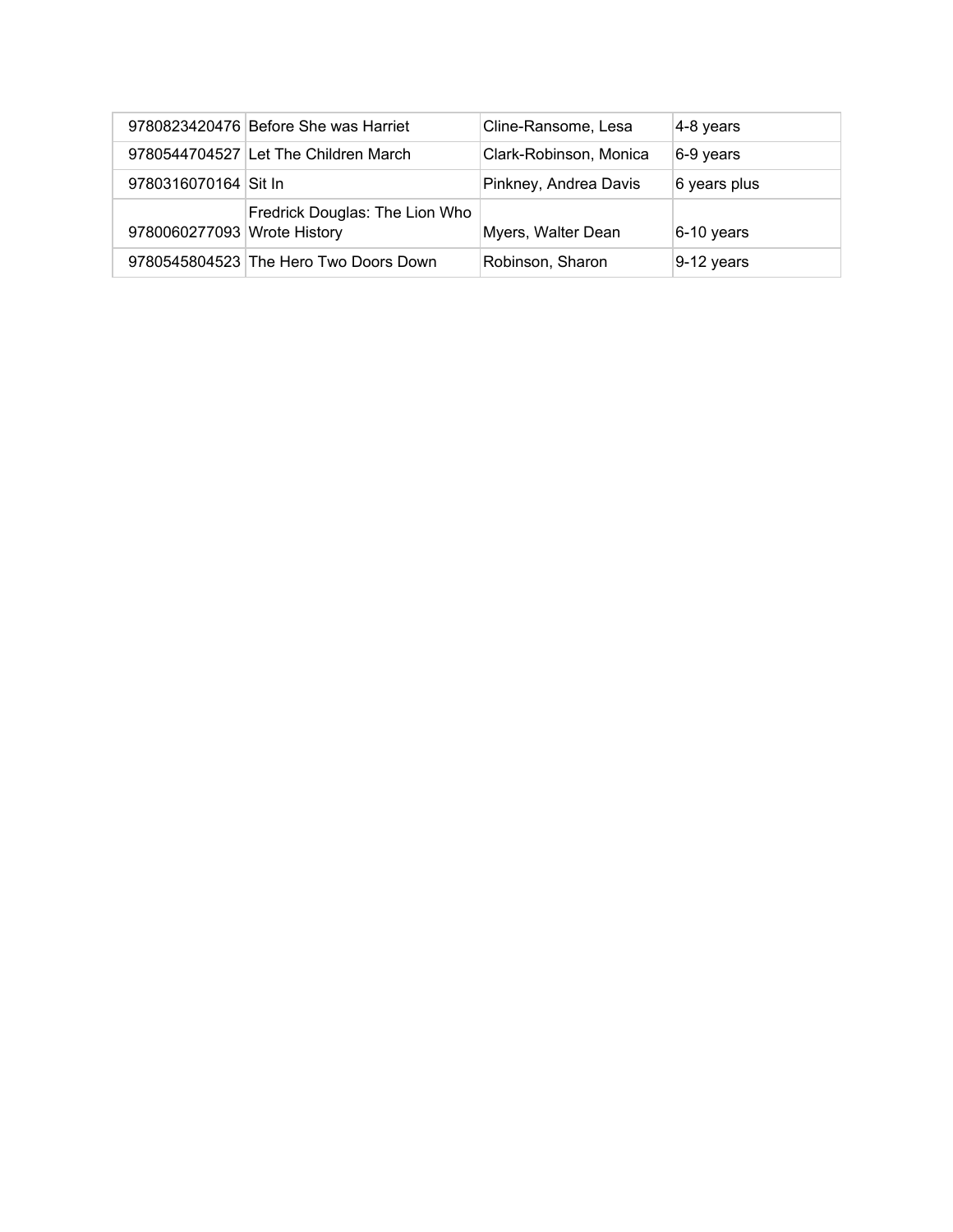| | | | |
|---|---|---|---|
| 9780823420476 | Before She was Harriet | Cline-Ransome, Lesa | 4-8 years |
| 9780544704527 | Let The Children March | Clark-Robinson, Monica | 6-9 years |
| 9780316070164 | Sit In | Pinkney, Andrea Davis | 6 years plus |
| 9780060277093 | Fredrick Douglas: The Lion Who Wrote History | Myers, Walter Dean | 6-10 years |
| 9780545804523 | The Hero Two Doors Down | Robinson, Sharon | 9-12 years |